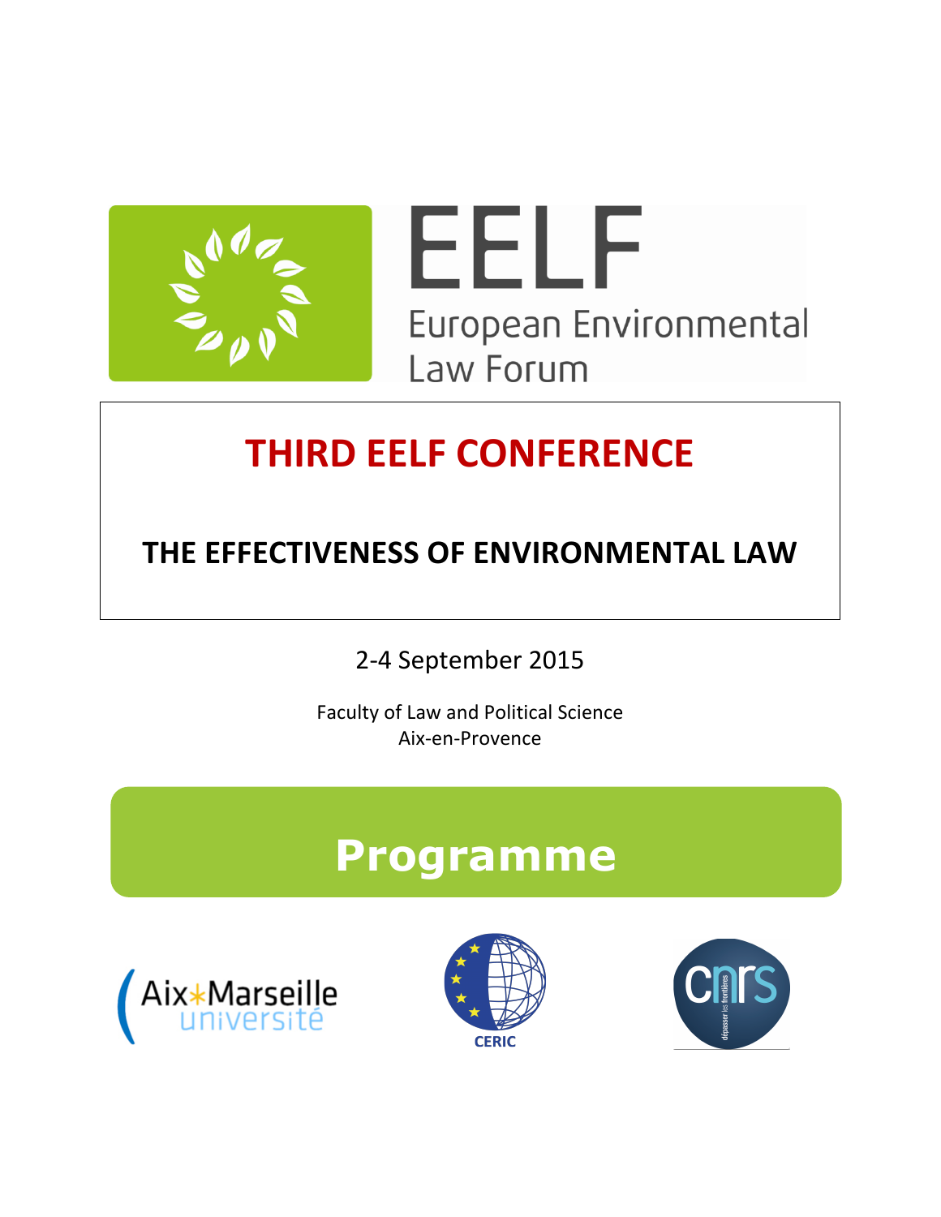EELF

European Environmental Law Forum

# THIRD EELF CONFERENCE

## THE EFFECTIVENESS OF ENVIRONMENTAL LAW

2-4 September 2015

Faculty of Law and Political Science
Aix-en-Provence

# Programme

Aix*Marseille université

CERIC

cnrs dépasser les frontières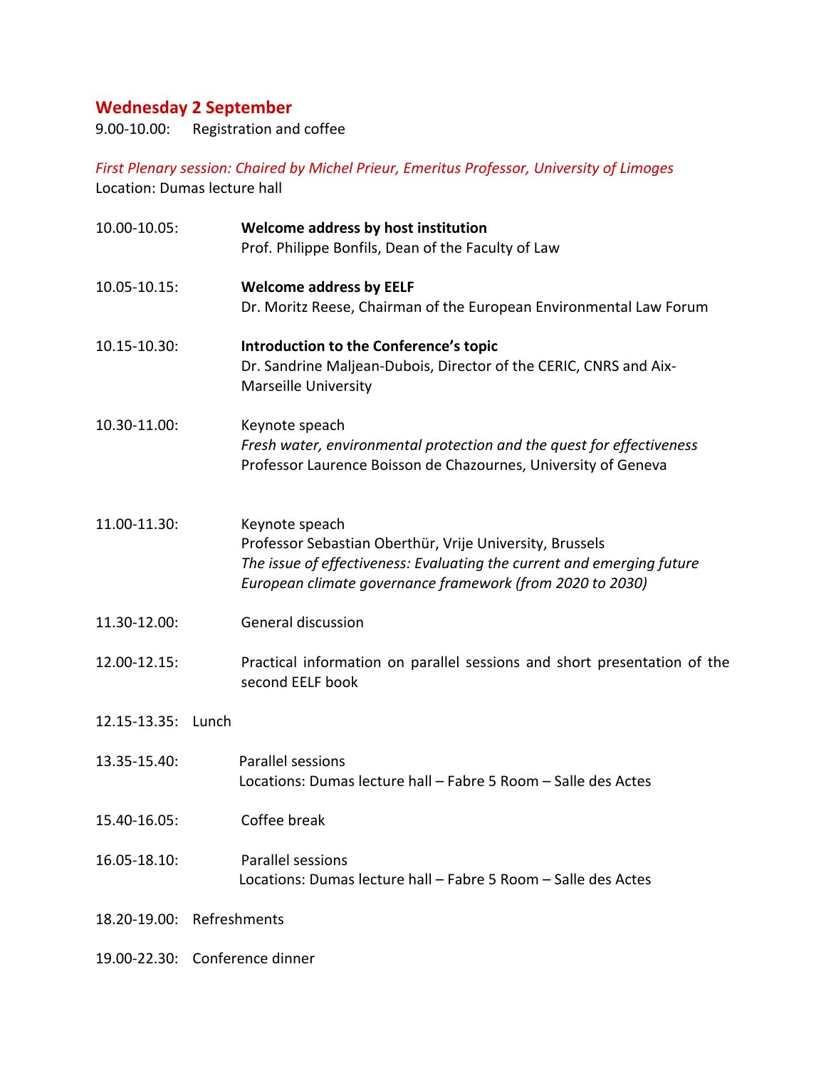## Wednesday 2 September

9.00-10.00: Registration and coffee

*First Plenary session: Chaired by Michel Prieur, Emeritus Professor, University of Limoges*

Location: Dumas lecture hall

10.00-10.05: **Welcome address by host institution**
Prof. Philippe Bonfils, Dean of the Faculty of Law

10.05-10.15: **Welcome address by EELF**
Dr. Moritz Reese, Chairman of the European Environmental Law Forum

10.15-10.30: **Introduction to the Conference's topic**
Dr. Sandrine Maljean-Dubois, Director of the CERIC, CNRS and Aix-Marseille University

10.30-11.00: Keynote speach
*Fresh water, environmental protection and the quest for effectiveness*
Professor Laurence Boisson de Chazournes, University of Geneva

11.00-11.30: Keynote speach
Professor Sebastian Oberthür, Vrije University, Brussels
*The issue of effectiveness: Evaluating the current and emerging future European climate governance framework (from 2020 to 2030)*

11.30-12.00: General discussion

12.00-12.15: Practical information on parallel sessions and short presentation of the second EELF book

12.15-13.35: Lunch

13.35-15.40: Parallel sessions
Locations: Dumas lecture hall – Fabre 5 Room – Salle des Actes

15.40-16.05: Coffee break

16.05-18.10: Parallel sessions
Locations: Dumas lecture hall – Fabre 5 Room – Salle des Actes

18.20-19.00: Refreshments

19.00-22.30: Conference dinner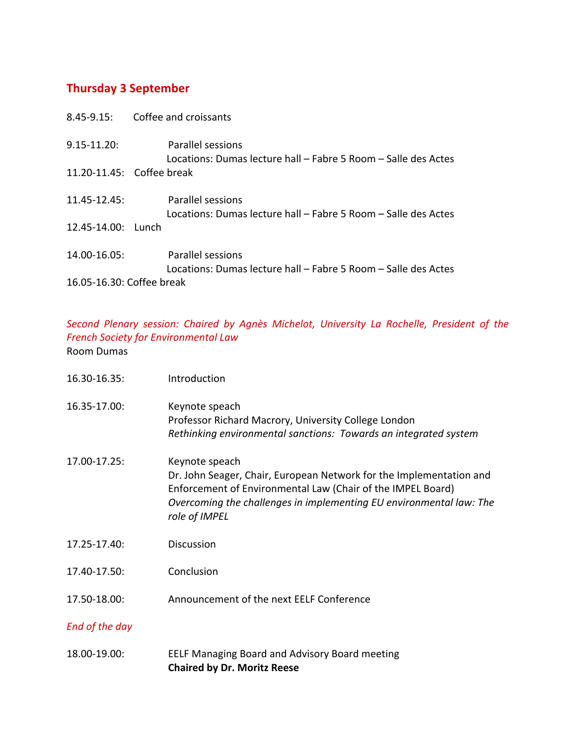## Thursday 3 September

8.45-9.15: Coffee and croissants

9.15-11.20: Parallel sessions
Locations: Dumas lecture hall – Fabre 5 Room – Salle des Actes

11.20-11.45: Coffee break

11.45-12.45: Parallel sessions
Locations: Dumas lecture hall – Fabre 5 Room – Salle des Actes

12.45-14.00: Lunch

14.00-16.05: Parallel sessions
Locations: Dumas lecture hall – Fabre 5 Room – Salle des Actes

16.05-16.30: Coffee break

*Second Plenary session: Chaired by Agnès Michelot, University La Rochelle, President of the French Society for Environmental Law*
Room Dumas

16.30-16.35: Introduction

16.35-17.00: Keynote speach
Professor Richard Macrory, University College London
*Rethinking environmental sanctions: Towards an integrated system*

17.00-17.25: Keynote speach
Dr. John Seager, Chair, European Network for the Implementation and Enforcement of Environmental Law (Chair of the IMPEL Board)
*Overcoming the challenges in implementing EU environmental law: The role of IMPEL*

17.25-17.40: Discussion

17.40-17.50: Conclusion

17.50-18.00: Announcement of the next EELF Conference

*End of the day*

18.00-19.00: EELF Managing Board and Advisory Board meeting
**Chaired by Dr. Moritz Reese**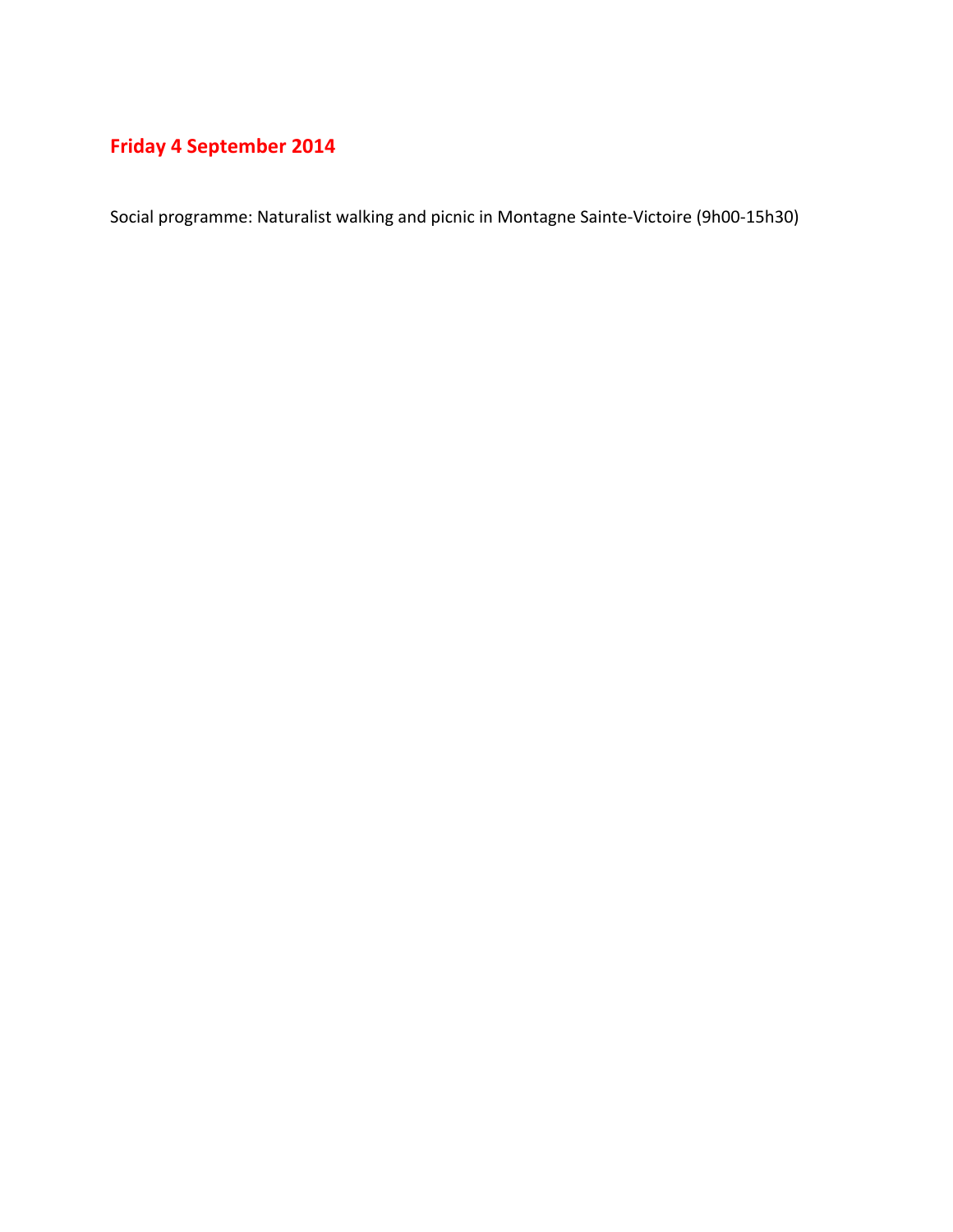## Friday 4 September 2014

Social programme: Naturalist walking and picnic in Montagne Sainte-Victoire (9h00-15h30)